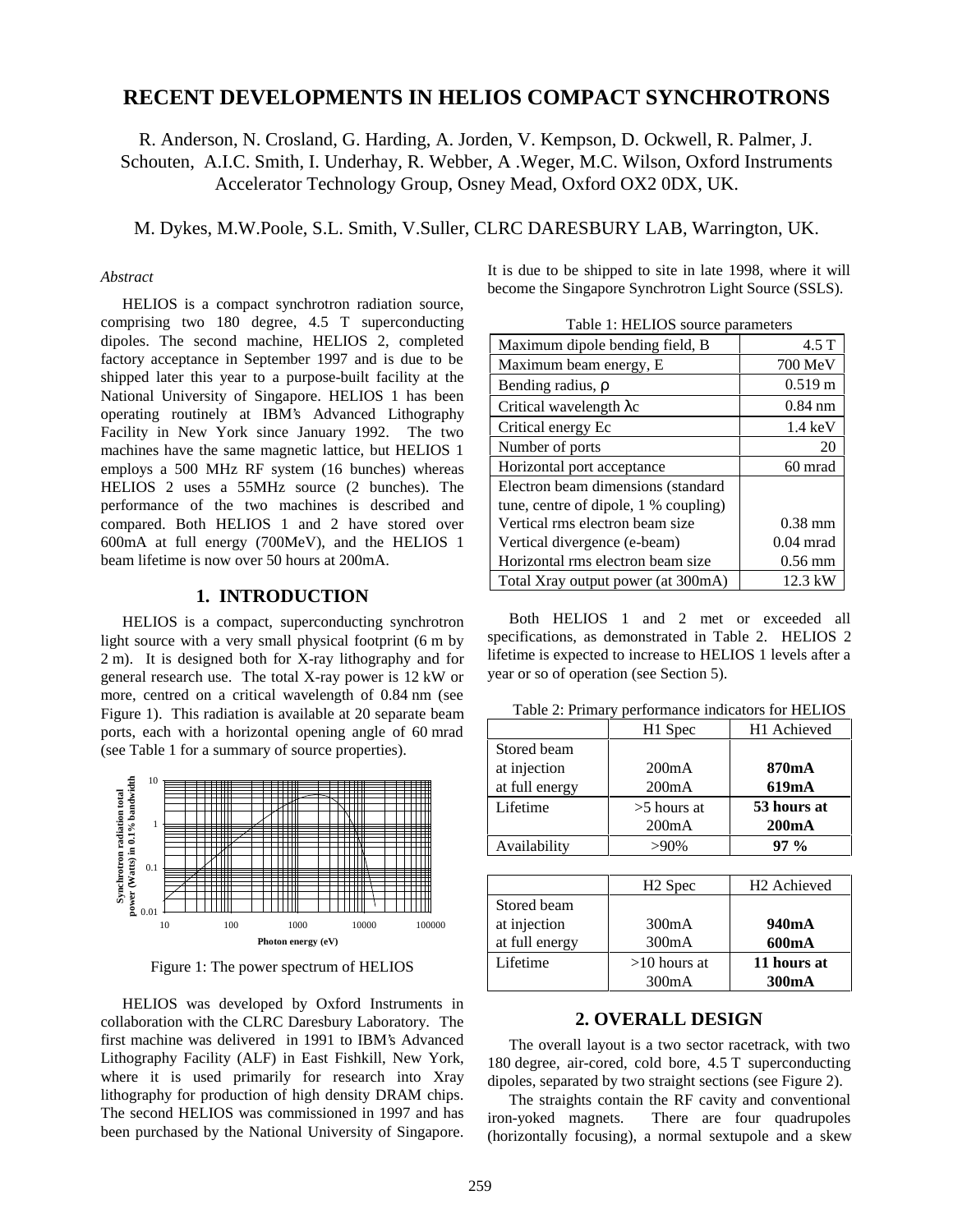# RECENT DEVELOPMENTS IN HELIOS COMPACT SYNCHROTRONS

R. Anderson, N. Crosland, G. Harding, A. Jorden, V. Kempson, D. Ockwell, R. Palmer, J. Schouten, A.I.C. Smith, I. Underhay, R. Webber, A .Weger, M.C. Wilson, Oxford Instruments Accelerator Technology Group, Osney Mead, Oxford OX2 0DX, UK.

M. Dykes, M.W.Poole, S.L. Smith, V.Suller, CLRC DARESBURY LAB, Warrington, UK.

*Abstract*

HELIOS is a compact synchrotron radiation source, comprising two 180 degree, 4.5 T superconducting dipoles. The second machine, HELIOS 2, completed factory acceptance in September 1997 and is due to be shipped later this year to a purpose-built facility at the National University of Singapore. HELIOS 1 has been operating routinely at IBM's Advanced Lithography Facility in New York since January 1992. The two machines have the same magnetic lattice, but HELIOS 1 employs a 500 MHz RF system (16 bunches) whereas HELIOS 2 uses a 55MHz source (2 bunches). The performance of the two machines is described and compared. Both HELIOS 1 and 2 have stored over 600mA at full energy (700MeV), and the HELIOS 1 beam lifetime is now over 50 hours at 200mA.

## 1. INTRODUCTION

HELIOS is a compact, superconducting synchrotron light source with a very small physical footprint (6 m by 2 m). It is designed both for X-ray lithography and for general research use. The total X-ray power is 12 kW or more, centred on a critical wavelength of 0.84 nm (see Figure 1). This radiation is available at 20 separate beam ports, each with a horizontal opening angle of 60 mrad (see Table 1 for a summary of source properties).

Figure 1: The power spectrum of HELIOS

HELIOS was developed by Oxford Instruments in collaboration with the CLRC Daresbury Laboratory. The first machine was delivered in 1991 to IBM's Advanced Lithography Facility (ALF) in East Fishkill, New York, where it is used primarily for research into Xray lithography for production of high density DRAM chips. The second HELIOS was commissioned in 1997 and has been purchased by the National University of Singapore. It is due to be shipped to site in late 1998, where it will become the Singapore Synchrotron Light Source (SSLS).

Table 1: HELIOS source parameters

| | |
|---|---|
| Maximum dipole bending field, B | 4.5 T |
| Maximum beam energy, E | 700 MeV |
| Bending radius, ρ | 0.519 m |
| Critical wavelength λc | 0.84 nm |
| Critical energy Ec | 1.4 keV |
| Number of ports | 20 |
| Horizontal port acceptance | 60 mrad |
| Electron beam dimensions (standard tune, centre of dipole, 1 % coupling) | |
| Vertical rms electron beam size | 0.38 mm |
| Vertical divergence (e-beam) | 0.04 mrad |
| Horizontal rms electron beam size | 0.56 mm |
| Total Xray output power (at 300mA) | 12.3 kW |

Both HELIOS 1 and 2 met or exceeded all specifications, as demonstrated in Table 2. HELIOS 2 lifetime is expected to increase to HELIOS 1 levels after a year or so of operation (see Section 5).

Table 2: Primary performance indicators for HELIOS

| | H1 Spec | H1 Achieved |
|---|---|---|
| Stored beam at injection | 200mA | **870mA** |
| at full energy | 200mA | **619mA** |
| Lifetime | >5 hours at 200mA | **53 hours at 200mA** |
| Availability | >90% | **97 %** |

| | H2 Spec | H2 Achieved |
|---|---|---|
| Stored beam at injection | 300mA | **940mA** |
| at full energy | 300mA | **600mA** |
| Lifetime | >10 hours at 300mA | **11 hours at 300mA** |

## 2. OVERALL DESIGN

The overall layout is a two sector racetrack, with two 180 degree, air-cored, cold bore, 4.5 T superconducting dipoles, separated by two straight sections (see Figure 2).

The straights contain the RF cavity and conventional iron-yoked magnets. There are four quadrupoles (horizontally focusing), a normal sextupole and a skew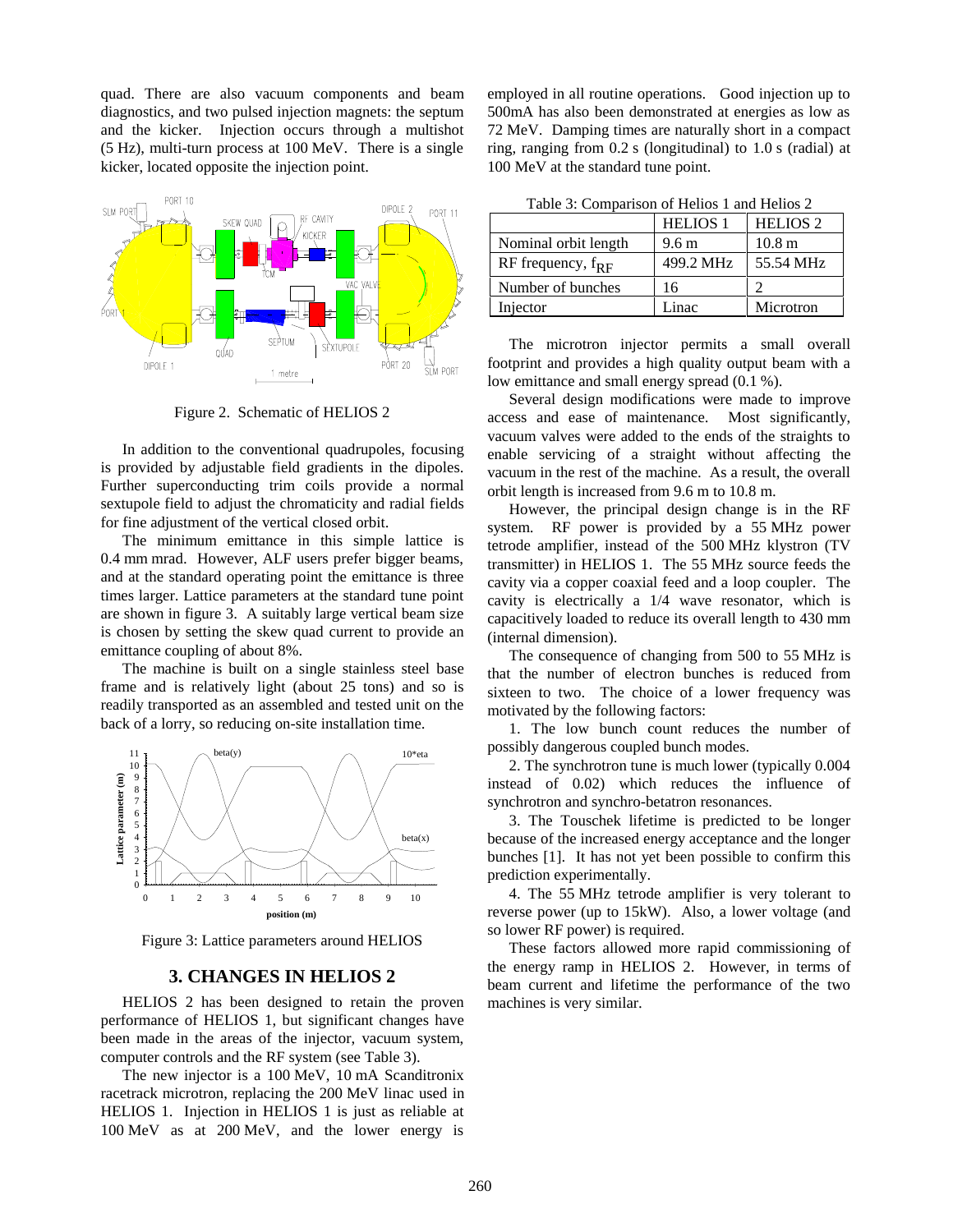quad. There are also vacuum components and beam diagnostics, and two pulsed injection magnets: the septum and the kicker. Injection occurs through a multishot (5 Hz), multi-turn process at 100 MeV. There is a single kicker, located opposite the injection point.

Figure 2. Schematic of HELIOS 2

In addition to the conventional quadrupoles, focusing is provided by adjustable field gradients in the dipoles. Further superconducting trim coils provide a normal sextupole field to adjust the chromaticity and radial fields for fine adjustment of the vertical closed orbit.

The minimum emittance in this simple lattice is 0.4 mm mrad. However, ALF users prefer bigger beams, and at the standard operating point the emittance is three times larger. Lattice parameters at the standard tune point are shown in figure 3. A suitably large vertical beam size is chosen by setting the skew quad current to provide an emittance coupling of about 8%.

The machine is built on a single stainless steel base frame and is relatively light (about 25 tons) and so is readily transported as an assembled and tested unit on the back of a lorry, so reducing on-site installation time.

Figure 3: Lattice parameters around HELIOS

## 3. CHANGES IN HELIOS 2

HELIOS 2 has been designed to retain the proven performance of HELIOS 1, but significant changes have been made in the areas of the injector, vacuum system, computer controls and the RF system (see Table 3).

The new injector is a 100 MeV, 10 mA Scanditronix racetrack microtron, replacing the 200 MeV linac used in HELIOS 1. Injection in HELIOS 1 is just as reliable at 100 MeV as at 200 MeV, and the lower energy is employed in all routine operations. Good injection up to 500mA has also been demonstrated at energies as low as 72 MeV. Damping times are naturally short in a compact ring, ranging from 0.2 s (longitudinal) to 1.0 s (radial) at 100 MeV at the standard tune point.

Table 3: Comparison of Helios 1 and Helios 2

| | HELIOS 1 | HELIOS 2 |
|---|---|---|
| Nominal orbit length | 9.6 m | 10.8 m |
| RF frequency, $f_{RF}$ | 499.2 MHz | 55.54 MHz |
| Number of bunches | 16 | 2 |
| Injector | Linac | Microtron |

The microtron injector permits a small overall footprint and provides a high quality output beam with a low emittance and small energy spread (0.1 %).

Several design modifications were made to improve access and ease of maintenance. Most significantly, vacuum valves were added to the ends of the straights to enable servicing of a straight without affecting the vacuum in the rest of the machine. As a result, the overall orbit length is increased from 9.6 m to 10.8 m.

However, the principal design change is in the RF system. RF power is provided by a 55 MHz power tetrode amplifier, instead of the 500 MHz klystron (TV transmitter) in HELIOS 1. The 55 MHz source feeds the cavity via a copper coaxial feed and a loop coupler. The cavity is electrically a 1/4 wave resonator, which is capacitively loaded to reduce its overall length to 430 mm (internal dimension).

The consequence of changing from 500 to 55 MHz is that the number of electron bunches is reduced from sixteen to two. The choice of a lower frequency was motivated by the following factors:

1. The low bunch count reduces the number of possibly dangerous coupled bunch modes.

2. The synchrotron tune is much lower (typically 0.004 instead of 0.02) which reduces the influence of synchrotron and synchro-betatron resonances.

3. The Touschek lifetime is predicted to be longer because of the increased energy acceptance and the longer bunches [1]. It has not yet been possible to confirm this prediction experimentally.

4. The 55 MHz tetrode amplifier is very tolerant to reverse power (up to 15kW). Also, a lower voltage (and so lower RF power) is required.

These factors allowed more rapid commissioning of the energy ramp in HELIOS 2. However, in terms of beam current and lifetime the performance of the two machines is very similar.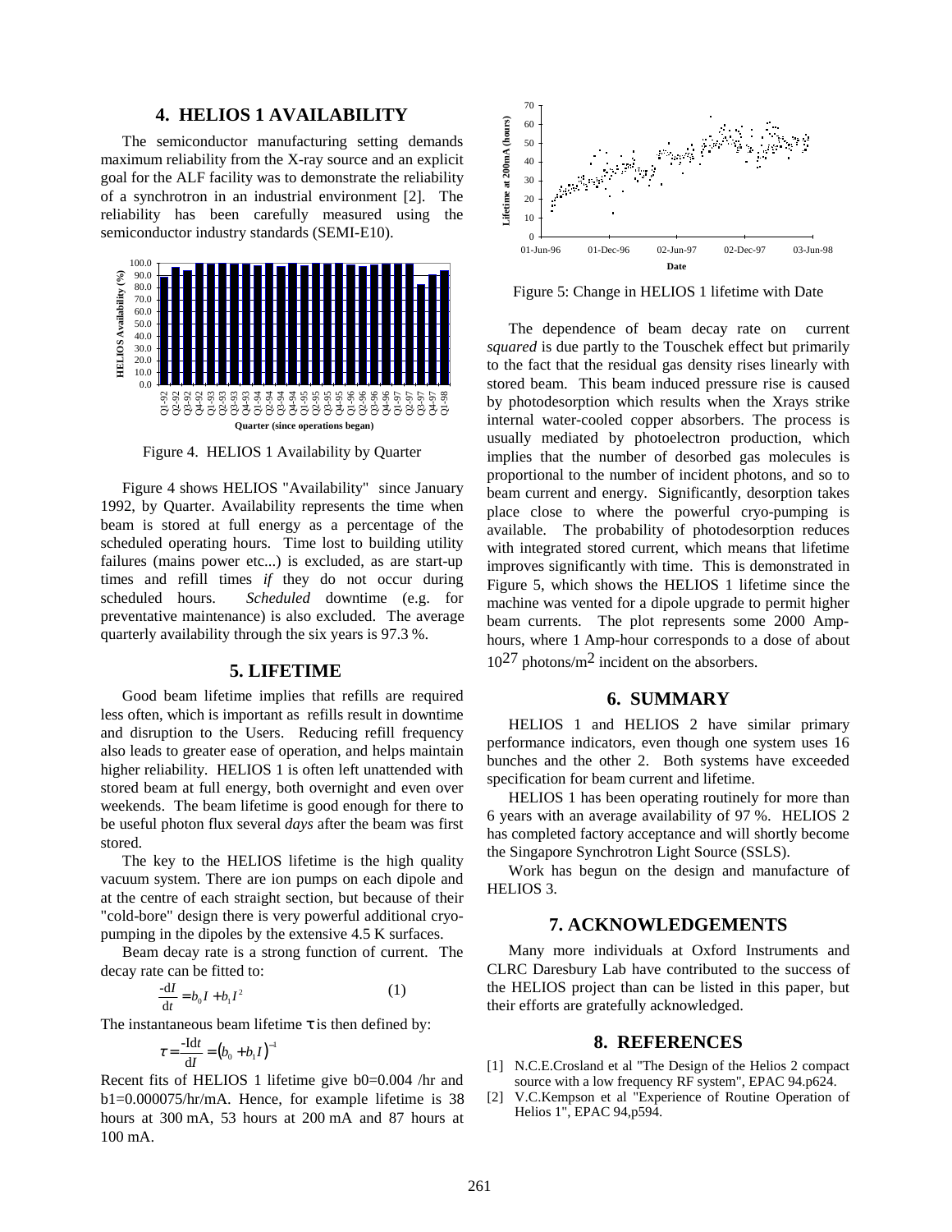## 4. HELIOS 1 AVAILABILITY

The semiconductor manufacturing setting demands maximum reliability from the X-ray source and an explicit goal for the ALF facility was to demonstrate the reliability of a synchrotron in an industrial environment [2]. The reliability has been carefully measured using the semiconductor industry standards (SEMI-E10).

100.0
90.0
80.0
70.0
60.0
50.0
40.0
30.0
20.0
10.0
0.0

HELIOS Availability (%)

Q1-92 Q2-92 Q3-92 Q4-92 Q1-93 Q2-93 Q3-93 Q4-93 Q1-94 Q2-94 Q3-94 Q4-94 Q1-95 Q2-95 Q3-95 Q4-95 Q1-96 Q2-96 Q3-96 Q4-96 Q1-97 Q2-97 Q3-97 Q4-97 Q1-98

Quarter (since operations began)

Figure 4. HELIOS 1 Availability by Quarter

Figure 4 shows HELIOS "Availability" since January 1992, by Quarter. Availability represents the time when beam is stored at full energy as a percentage of the scheduled operating hours. Time lost to building utility failures (mains power etc...) is excluded, as are start-up times and refill times *if* they do not occur during scheduled hours. *Scheduled* downtime (e.g. for preventative maintenance) is also excluded. The average quarterly availability through the six years is 97.3 %.

## 5. LIFETIME

Good beam lifetime implies that refills are required less often, which is important as refills result in downtime and disruption to the Users. Reducing refill frequency also leads to greater ease of operation, and helps maintain higher reliability. HELIOS 1 is often left unattended with stored beam at full energy, both overnight and even over weekends. The beam lifetime is good enough for there to be useful photon flux several *days* after the beam was first stored.

The key to the HELIOS lifetime is the high quality vacuum system. There are ion pumps on each dipole and at the centre of each straight section, but because of their "cold-bore" design there is very powerful additional cryo-pumping in the dipoles by the extensive 4.5 K surfaces.

Beam decay rate is a strong function of current. The decay rate can be fitted to:

$$\frac{-dI}{dt} = b_0 I + b_1 I^2 \tag{1}$$

The instantaneous beam lifetime τ is then defined by:

$$\tau = \frac{-Idt}{dI} = \left(b_0 + b_1 I\right)^{-1}$$

Recent fits of HELIOS 1 lifetime give b0=0.004 /hr and b1=0.000075/hr/mA. Hence, for example lifetime is 38 hours at 300 mA, 53 hours at 200 mA and 87 hours at 100 mA.

70
60
50
40
30
20
10
0

Lifetime at 200mA (hours)

01-Jun-96 01-Dec-96 02-Jun-97 02-Dec-97 03-Jun-98

Date

Figure 5: Change in HELIOS 1 lifetime with Date

The dependence of beam decay rate on current *squared* is due partly to the Touschek effect but primarily to the fact that the residual gas density rises linearly with stored beam. This beam induced pressure rise is caused by photodesorption which results when the Xrays strike internal water-cooled copper absorbers. The process is usually mediated by photoelectron production, which implies that the number of desorbed gas molecules is proportional to the number of incident photons, and so to beam current and energy. Significantly, desorption takes place close to where the powerful cryo-pumping is available. The probability of photodesorption reduces with integrated stored current, which means that lifetime improves significantly with time. This is demonstrated in Figure 5, which shows the HELIOS 1 lifetime since the machine was vented for a dipole upgrade to permit higher beam currents. The plot represents some 2000 Amp-hours, where 1 Amp-hour corresponds to a dose of about $10^{27}$ photons/$m^2$ incident on the absorbers.

## 6. SUMMARY

HELIOS 1 and HELIOS 2 have similar primary performance indicators, even though one system uses 16 bunches and the other 2. Both systems have exceeded specification for beam current and lifetime.

HELIOS 1 has been operating routinely for more than 6 years with an average availability of 97 %. HELIOS 2 has completed factory acceptance and will shortly become the Singapore Synchrotron Light Source (SSLS).

Work has begun on the design and manufacture of HELIOS 3.

## 7. ACKNOWLEDGEMENTS

Many more individuals at Oxford Instruments and CLRC Daresbury Lab have contributed to the success of the HELIOS project than can be listed in this paper, but their efforts are gratefully acknowledged.

## 8. REFERENCES

[1] N.C.E.Crosland et al "The Design of the Helios 2 compact source with a low frequency RF system", EPAC 94.p624.

[2] V.C.Kempson et al "Experience of Routine Operation of Helios 1", EPAC 94,p594.